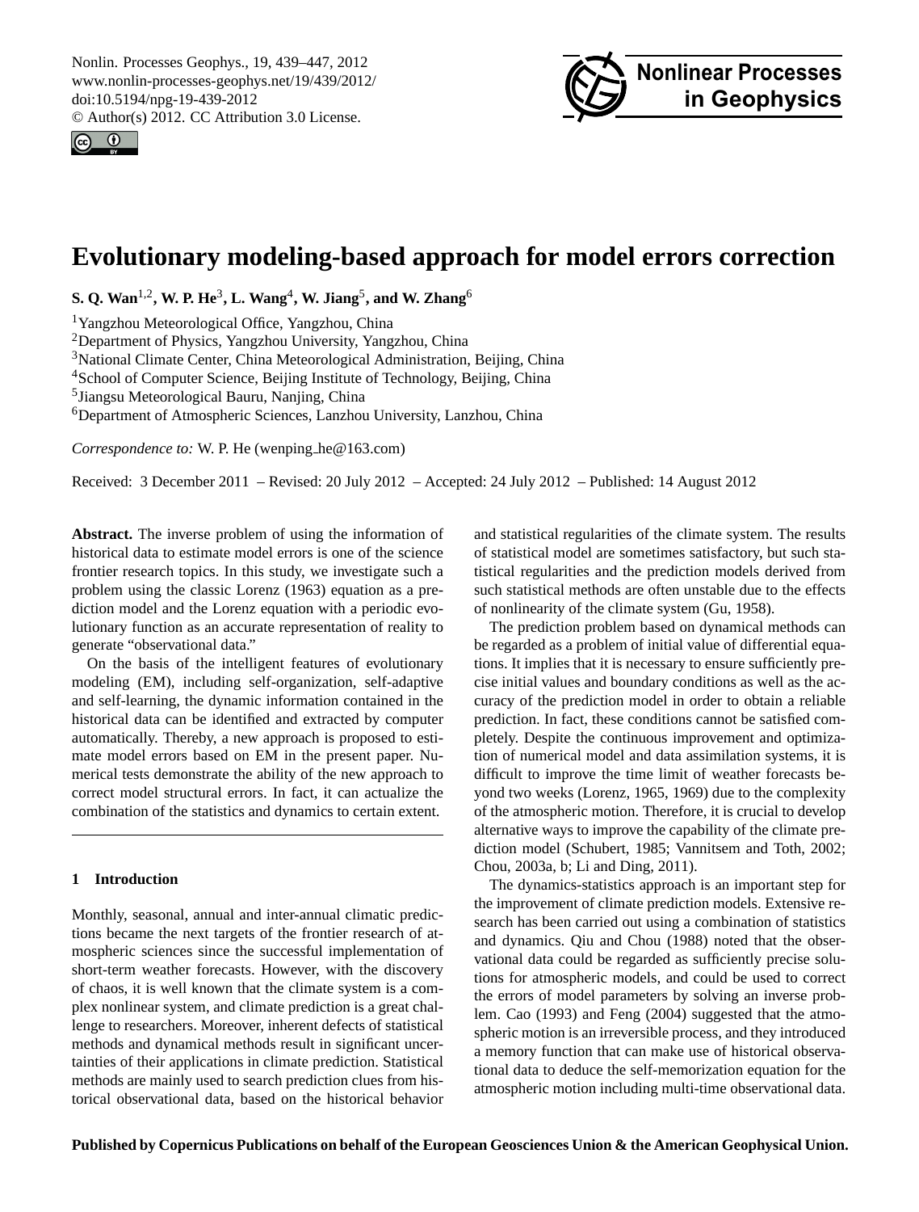# Evolutionary modeling-based approach for model errors correction

**S. Q. Wan[1,2], W. P. He[3], L. Wang[4], W. Jiang[5], and W. Zhang[6]**

[1]Yangzhou Meteorological Office, Yangzhou, China
[2]Department of Physics, Yangzhou University, Yangzhou, China
[3]National Climate Center, China Meteorological Administration, Beijing, China
[4]School of Computer Science, Beijing Institute of Technology, Beijing, China
[5]Jiangsu Meteorological Bauru, Nanjing, China
[6]Department of Atmospheric Sciences, Lanzhou University, Lanzhou, China

*Correspondence to:* W. P. He (wenping_he@163.com)

Received: 3 December 2011 – Revised: 20 July 2012 – Accepted: 24 July 2012 – Published: 14 August 2012

**Abstract.** The inverse problem of using the information of historical data to estimate model errors is one of the science frontier research topics. In this study, we investigate such a problem using the classic Lorenz (1963) equation as a prediction model and the Lorenz equation with a periodic evolutionary function as an accurate representation of reality to generate "observational data."

On the basis of the intelligent features of evolutionary modeling (EM), including self-organization, self-adaptive and self-learning, the dynamic information contained in the historical data can be identified and extracted by computer automatically. Thereby, a new approach is proposed to estimate model errors based on EM in the present paper. Numerical tests demonstrate the ability of the new approach to correct model structural errors. In fact, it can actualize the combination of the statistics and dynamics to certain extent.

## 1 Introduction

Monthly, seasonal, annual and inter-annual climatic predictions became the next targets of the frontier research of atmospheric sciences since the successful implementation of short-term weather forecasts. However, with the discovery of chaos, it is well known that the climate system is a complex nonlinear system, and climate prediction is a great challenge to researchers. Moreover, inherent defects of statistical methods and dynamical methods result in significant uncertainties of their applications in climate prediction. Statistical methods are mainly used to search prediction clues from historical observational data, based on the historical behavior and statistical regularities of the climate system. The results of statistical model are sometimes satisfactory, but such statistical regularities and the prediction models derived from such statistical methods are often unstable due to the effects of nonlinearity of the climate system (Gu, 1958).

The prediction problem based on dynamical methods can be regarded as a problem of initial value of differential equations. It implies that it is necessary to ensure sufficiently precise initial values and boundary conditions as well as the accuracy of the prediction model in order to obtain a reliable prediction. In fact, these conditions cannot be satisfied completely. Despite the continuous improvement and optimization of numerical model and data assimilation systems, it is difficult to improve the time limit of weather forecasts beyond two weeks (Lorenz, 1965, 1969) due to the complexity of the atmospheric motion. Therefore, it is crucial to develop alternative ways to improve the capability of the climate prediction model (Schubert, 1985; Vannitsem and Toth, 2002; Chou, 2003a, b; Li and Ding, 2011).

The dynamics-statistics approach is an important step for the improvement of climate prediction models. Extensive research has been carried out using a combination of statistics and dynamics. Qiu and Chou (1988) noted that the observational data could be regarded as sufficiently precise solutions for atmospheric models, and could be used to correct the errors of model parameters by solving an inverse problem. Cao (1993) and Feng (2004) suggested that the atmospheric motion is an irreversible process, and they introduced a memory function that can make use of historical observational data to deduce the self-memorization equation for the atmospheric motion including multi-time observational data.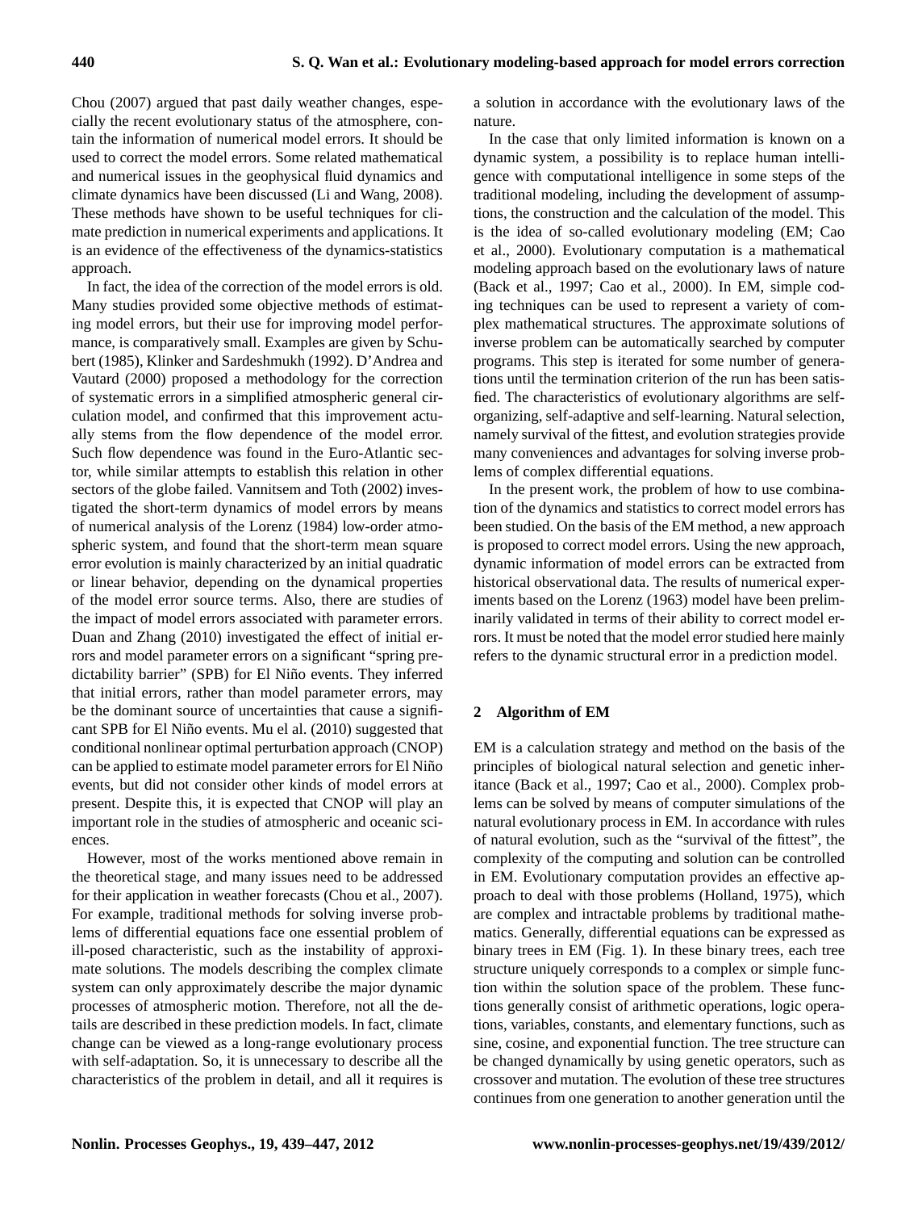Chou (2007) argued that past daily weather changes, especially the recent evolutionary status of the atmosphere, contain the information of numerical model errors. It should be used to correct the model errors. Some related mathematical and numerical issues in the geophysical fluid dynamics and climate dynamics have been discussed (Li and Wang, 2008). These methods have shown to be useful techniques for climate prediction in numerical experiments and applications. It is an evidence of the effectiveness of the dynamics-statistics approach.

In fact, the idea of the correction of the model errors is old. Many studies provided some objective methods of estimating model errors, but their use for improving model performance, is comparatively small. Examples are given by Schubert (1985), Klinker and Sardeshmukh (1992). D'Andrea and Vautard (2000) proposed a methodology for the correction of systematic errors in a simplified atmospheric general circulation model, and confirmed that this improvement actually stems from the flow dependence of the model error. Such flow dependence was found in the Euro-Atlantic sector, while similar attempts to establish this relation in other sectors of the globe failed. Vannitsem and Toth (2002) investigated the short-term dynamics of model errors by means of numerical analysis of the Lorenz (1984) low-order atmospheric system, and found that the short-term mean square error evolution is mainly characterized by an initial quadratic or linear behavior, depending on the dynamical properties of the model error source terms. Also, there are studies of the impact of model errors associated with parameter errors. Duan and Zhang (2010) investigated the effect of initial errors and model parameter errors on a significant "spring predictability barrier" (SPB) for El Niño events. They inferred that initial errors, rather than model parameter errors, may be the dominant source of uncertainties that cause a significant SPB for El Niño events. Mu el al. (2010) suggested that conditional nonlinear optimal perturbation approach (CNOP) can be applied to estimate model parameter errors for El Niño events, but did not consider other kinds of model errors at present. Despite this, it is expected that CNOP will play an important role in the studies of atmospheric and oceanic sciences.

However, most of the works mentioned above remain in the theoretical stage, and many issues need to be addressed for their application in weather forecasts (Chou et al., 2007). For example, traditional methods for solving inverse problems of differential equations face one essential problem of ill-posed characteristic, such as the instability of approximate solutions. The models describing the complex climate system can only approximately describe the major dynamic processes of atmospheric motion. Therefore, not all the details are described in these prediction models. In fact, climate change can be viewed as a long-range evolutionary process with self-adaptation. So, it is unnecessary to describe all the characteristics of the problem in detail, and all it requires is a solution in accordance with the evolutionary laws of the nature.

In the case that only limited information is known on a dynamic system, a possibility is to replace human intelligence with computational intelligence in some steps of the traditional modeling, including the development of assumptions, the construction and the calculation of the model. This is the idea of so-called evolutionary modeling (EM; Cao et al., 2000). Evolutionary computation is a mathematical modeling approach based on the evolutionary laws of nature (Back et al., 1997; Cao et al., 2000). In EM, simple coding techniques can be used to represent a variety of complex mathematical structures. The approximate solutions of inverse problem can be automatically searched by computer programs. This step is iterated for some number of generations until the termination criterion of the run has been satisfied. The characteristics of evolutionary algorithms are self-organizing, self-adaptive and self-learning. Natural selection, namely survival of the fittest, and evolution strategies provide many conveniences and advantages for solving inverse problems of complex differential equations.

In the present work, the problem of how to use combination of the dynamics and statistics to correct model errors has been studied. On the basis of the EM method, a new approach is proposed to correct model errors. Using the new approach, dynamic information of model errors can be extracted from historical observational data. The results of numerical experiments based on the Lorenz (1963) model have been preliminarily validated in terms of their ability to correct model errors. It must be noted that the model error studied here mainly refers to the dynamic structural error in a prediction model.

## 2 Algorithm of EM

EM is a calculation strategy and method on the basis of the principles of biological natural selection and genetic inheritance (Back et al., 1997; Cao et al., 2000). Complex problems can be solved by means of computer simulations of the natural evolutionary process in EM. In accordance with rules of natural evolution, such as the "survival of the fittest", the complexity of the computing and solution can be controlled in EM. Evolutionary computation provides an effective approach to deal with those problems (Holland, 1975), which are complex and intractable problems by traditional mathematics. Generally, differential equations can be expressed as binary trees in EM (Fig. 1). In these binary trees, each tree structure uniquely corresponds to a complex or simple function within the solution space of the problem. These functions generally consist of arithmetic operations, logic operations, variables, constants, and elementary functions, such as sine, cosine, and exponential function. The tree structure can be changed dynamically by using genetic operators, such as crossover and mutation. The evolution of these tree structures continues from one generation to another generation until the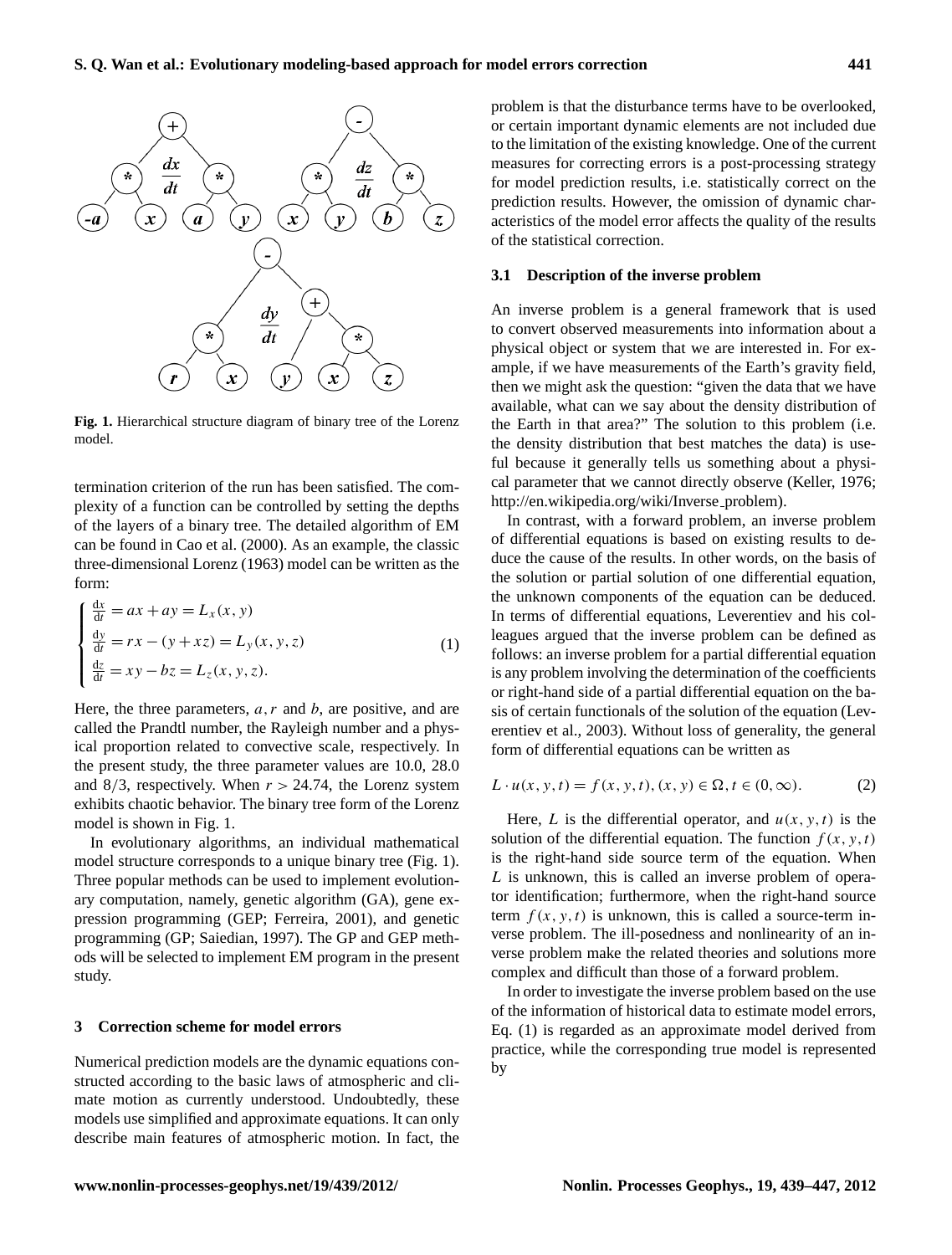-a x a y x y b z r x y x z

+ * * dx/dt

- * * dz/dt

- * + * dy/dt

**Fig. 1.** Hierarchical structure diagram of binary tree of the Lorenz model.

termination criterion of the run has been satisfied. The complexity of a function can be controlled by setting the depths of the layers of a binary tree. The detailed algorithm of EM can be found in Cao et al. (2000). As an example, the classic three-dimensional Lorenz (1963) model can be written as the form:

$$
\begin{cases}
\frac{dx}{dt} = ax + ay = L_x(x, y) \\
\frac{dy}{dt} = rx - (y + xz) = L_y(x, y, z) \\
\frac{dz}{dt} = xy - bz = L_z(x, y, z).
\end{cases}
\quad (1)
$$

Here, the three parameters, $a, r$ and $b$, are positive, and are called the Prandtl number, the Rayleigh number and a physical proportion related to convective scale, respectively. In the present study, the three parameter values are 10.0, 28.0 and $8/3$, respectively. When $r > 24.74$, the Lorenz system exhibits chaotic behavior. The binary tree form of the Lorenz model is shown in Fig. 1.

In evolutionary algorithms, an individual mathematical model structure corresponds to a unique binary tree (Fig. 1). Three popular methods can be used to implement evolutionary computation, namely, genetic algorithm (GA), gene expression programming (GEP; Ferreira, 2001), and genetic programming (GP; Saiedian, 1997). The GP and GEP methods will be selected to implement EM program in the present study.

## 3 Correction scheme for model errors

Numerical prediction models are the dynamic equations constructed according to the basic laws of atmospheric and climate motion as currently understood. Undoubtedly, these models use simplified and approximate equations. It can only describe main features of atmospheric motion. In fact, the problem is that the disturbance terms have to be overlooked, or certain important dynamic elements are not included due to the limitation of the existing knowledge. One of the current measures for correcting errors is a post-processing strategy for model prediction results, i.e. statistically correct on the prediction results. However, the omission of dynamic characteristics of the model error affects the quality of the results of the statistical correction.

### 3.1 Description of the inverse problem

An inverse problem is a general framework that is used to convert observed measurements into information about a physical object or system that we are interested in. For example, if we have measurements of the Earth's gravity field, then we might ask the question: "given the data that we have available, what can we say about the density distribution of the Earth in that area?" The solution to this problem (i.e. the density distribution that best matches the data) is useful because it generally tells us something about a physical parameter that we cannot directly observe (Keller, 1976; http://en.wikipedia.org/wiki/Inverse_problem).

In contrast, with a forward problem, an inverse problem of differential equations is based on existing results to deduce the cause of the results. In other words, on the basis of the solution or partial solution of one differential equation, the unknown components of the equation can be deduced. In terms of differential equations, Leverentiev and his colleagues argued that the inverse problem can be defined as follows: an inverse problem for a partial differential equation is any problem involving the determination of the coefficients or right-hand side of a partial differential equation on the basis of certain functionals of the solution of the equation (Leverentiev et al., 2003). Without loss of generality, the general form of differential equations can be written as

$$
L \cdot u(x, y, t) = f(x, y, t), (x, y) \in \Omega, t \in (0, \infty). \quad (2)
$$

Here, $L$ is the differential operator, and $u(x, y, t)$ is the solution of the differential equation. The function $f(x, y, t)$ is the right-hand side source term of the equation. When $L$ is unknown, this is called an inverse problem of operator identification; furthermore, when the right-hand source term $f(x, y, t)$ is unknown, this is called a source-term inverse problem. The ill-posedness and nonlinearity of an inverse problem make the related theories and solutions more complex and difficult than those of a forward problem.

In order to investigate the inverse problem based on the use of the information of historical data to estimate model errors, Eq. (1) is regarded as an approximate model derived from practice, while the corresponding true model is represented by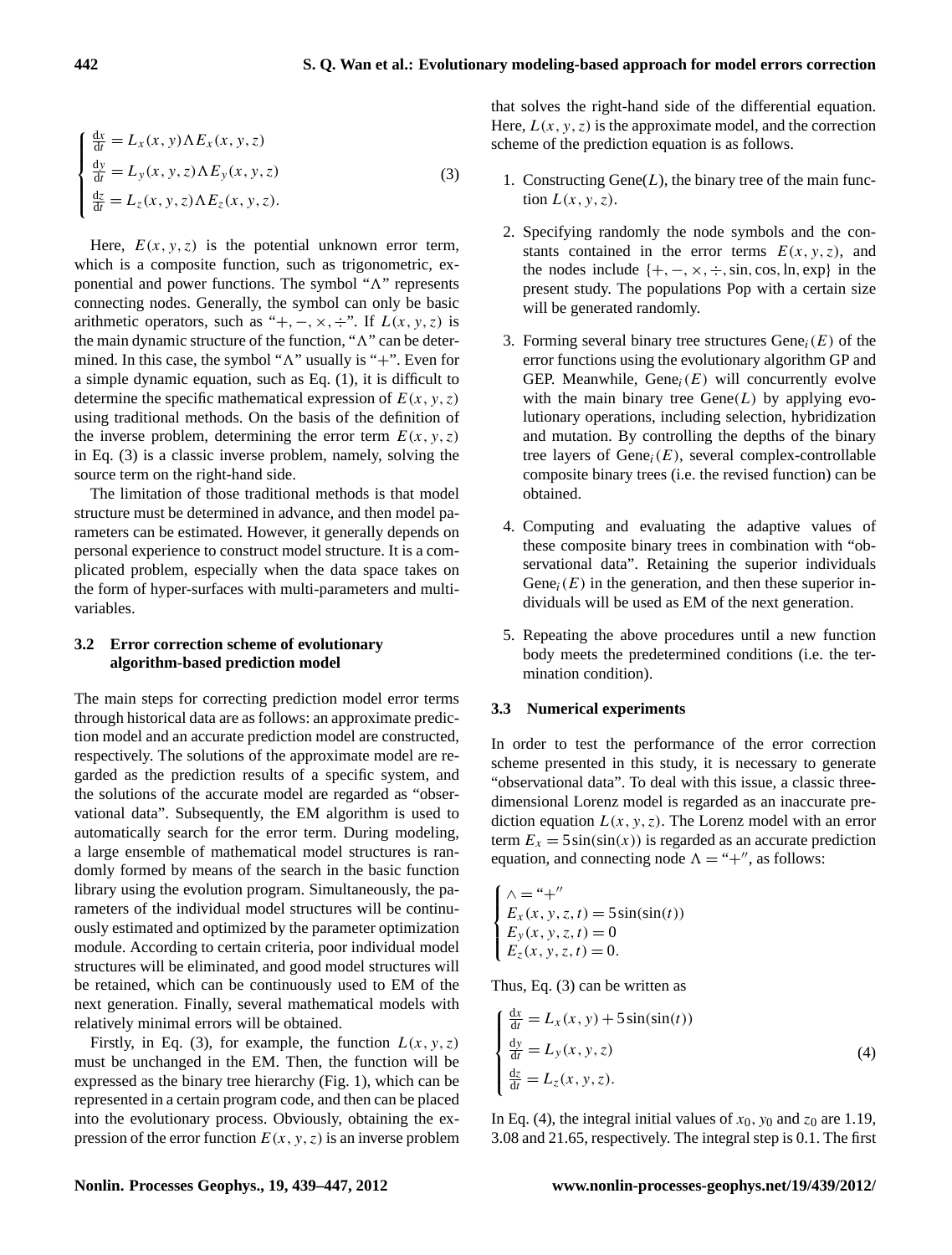$$
\begin{cases}
\frac{\mathrm{d}x}{\mathrm{d}t} = L_x(x, y) \Lambda E_x(x, y, z) \\
\frac{\mathrm{d}y}{\mathrm{d}t} = L_y(x, y, z) \Lambda E_y(x, y, z) \\
\frac{\mathrm{d}z}{\mathrm{d}t} = L_z(x, y, z) \Lambda E_z(x, y, z).
\end{cases}
\tag{3}
$$

Here, $E(x, y, z)$ is the potential unknown error term, which is a composite function, such as trigonometric, exponential and power functions. The symbol "$\Lambda$" represents connecting nodes. Generally, the symbol can only be basic arithmetic operators, such as "$+, -, \times, \div$". If $L(x, y, z)$ is the main dynamic structure of the function, "$\Lambda$" can be determined. In this case, the symbol "$\Lambda$" usually is "$+$". Even for a simple dynamic equation, such as Eq. (1), it is difficult to determine the specific mathematical expression of $E(x, y, z)$ using traditional methods. On the basis of the definition of the inverse problem, determining the error term $E(x, y, z)$ in Eq. (3) is a classic inverse problem, namely, solving the source term on the right-hand side.

The limitation of those traditional methods is that model structure must be determined in advance, and then model parameters can be estimated. However, it generally depends on personal experience to construct model structure. It is a complicated problem, especially when the data space takes on the form of hyper-surfaces with multi-parameters and multi-variables.

### 3.2 Error correction scheme of evolutionary algorithm-based prediction model

The main steps for correcting prediction model error terms through historical data are as follows: an approximate prediction model and an accurate prediction model are constructed, respectively. The solutions of the approximate model are regarded as the prediction results of a specific system, and the solutions of the accurate model are regarded as "observational data". Subsequently, the EM algorithm is used to automatically search for the error term. During modeling, a large ensemble of mathematical model structures is randomly formed by means of the search in the basic function library using the evolution program. Simultaneously, the parameters of the individual model structures will be continuously estimated and optimized by the parameter optimization module. According to certain criteria, poor individual model structures will be eliminated, and good model structures will be retained, which can be continuously used to EM of the next generation. Finally, several mathematical models with relatively minimal errors will be obtained.

Firstly, in Eq. (3), for example, the function $L(x, y, z)$ must be unchanged in the EM. Then, the function will be expressed as the binary tree hierarchy (Fig. 1), which can be represented in a certain program code, and then can be placed into the evolutionary process. Obviously, obtaining the expression of the error function $E(x, y, z)$ is an inverse problem that solves the right-hand side of the differential equation. Here, $L(x, y, z)$ is the approximate model, and the correction scheme of the prediction equation is as follows.

1. Constructing Gene($L$), the binary tree of the main function $L(x, y, z)$.

2. Specifying randomly the node symbols and the constants contained in the error terms $E(x, y, z)$, and the nodes include $\{+, -, \times, \div, \sin, \cos, \ln, \exp\}$ in the present study. The populations Pop with a certain size will be generated randomly.

3. Forming several binary tree structures $\mathrm{Gene}_i(E)$ of the error functions using the evolutionary algorithm GP and GEP. Meanwhile, $\mathrm{Gene}_i(E)$ will concurrently evolve with the main binary tree Gene($L$) by applying evolutionary operations, including selection, hybridization and mutation. By controlling the depths of the binary tree layers of $\mathrm{Gene}_i(E)$, several complex-controllable composite binary trees (i.e. the revised function) can be obtained.

4. Computing and evaluating the adaptive values of these composite binary trees in combination with "observational data". Retaining the superior individuals $\mathrm{Gene}_i(E)$ in the generation, and then these superior individuals will be used as EM of the next generation.

5. Repeating the above procedures until a new function body meets the predetermined conditions (i.e. the termination condition).

### 3.3 Numerical experiments

In order to test the performance of the error correction scheme presented in this study, it is necessary to generate "observational data". To deal with this issue, a classic three-dimensional Lorenz model is regarded as an inaccurate prediction equation $L(x, y, z)$. The Lorenz model with an error term $E_x = 5\sin(\sin(x))$ is regarded as an accurate prediction equation, and connecting node $\Lambda = $ "$+$", as follows:

$$
\begin{cases}
\wedge = \text{"}+\text{"} \\
E_x(x, y, z, t) = 5\sin(\sin(t)) \\
E_y(x, y, z, t) = 0 \\
E_z(x, y, z, t) = 0.
\end{cases}
$$

Thus, Eq. (3) can be written as

$$
\begin{cases}
\frac{\mathrm{d}x}{\mathrm{d}t} = L_x(x, y) + 5\sin(\sin(t)) \\
\frac{\mathrm{d}y}{\mathrm{d}t} = L_y(x, y, z) \\
\frac{\mathrm{d}z}{\mathrm{d}t} = L_z(x, y, z).
\end{cases}
\tag{4}
$$

In Eq. (4), the integral initial values of $x_0$, $y_0$ and $z_0$ are 1.19, 3.08 and 21.65, respectively. The integral step is 0.1. The first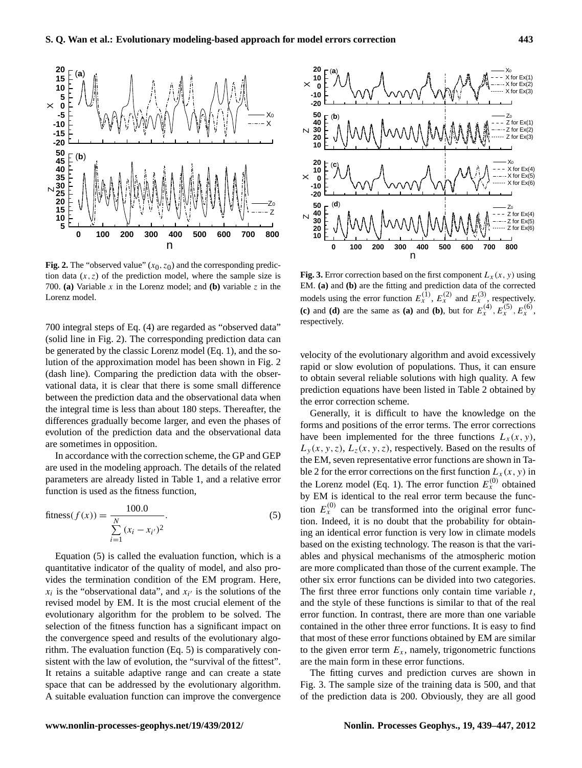**Fig. 2.** The "observed value" $(x_0, z_0)$ and the corresponding prediction data $(x, z)$ of the prediction model, where the sample size is 700. **(a)** Variable $x$ in the Lorenz model; and **(b)** variable $z$ in the Lorenz model.

700 integral steps of Eq. (4) are regarded as "observed data" (solid line in Fig. 2). The corresponding prediction data can be generated by the classic Lorenz model (Eq. 1), and the solution of the approximation model has been shown in Fig. 2 (dash line). Comparing the prediction data with the observational data, it is clear that there is some small difference between the prediction data and the observational data when the integral time is less than about 180 steps. Thereafter, the differences gradually become larger, and even the phases of evolution of the prediction data and the observational data are sometimes in opposition.

In accordance with the correction scheme, the GP and GEP are used in the modeling approach. The details of the related parameters are already listed in Table 1, and a relative error function is used as the fitness function,

$$\text{fitness}(f(x)) = \frac{100.0}{\sum_{i=1}^{N}(x_i - x_{i'})^2}. \tag{5}$$

Equation (5) is called the evaluation function, which is a quantitative indicator of the quality of model, and also provides the termination condition of the EM program. Here, $x_i$ is the "observational data", and $x_{i'}$ is the solutions of the revised model by EM. It is the most crucial element of the evolutionary algorithm for the problem to be solved. The selection of the fitness function has a significant impact on the convergence speed and results of the evolutionary algorithm. The evaluation function (Eq. 5) is comparatively consistent with the law of evolution, the "survival of the fittest". It retains a suitable adaptive range and can create a state space that can be addressed by the evolutionary algorithm. A suitable evaluation function can improve the convergence velocity of the evolutionary algorithm and avoid excessively rapid or slow evolution of populations. Thus, it can ensure to obtain several reliable solutions with high quality. A few prediction equations have been listed in Table 2 obtained by the error correction scheme.

**Fig. 3.** Error correction based on the first component $L_x(x, y)$ using EM. **(a)** and **(b)** are the fitting and prediction data of the corrected models using the error function $E_x^{(1)}$, $E_x^{(2)}$ and $E_x^{(3)}$, respectively. **(c)** and **(d)** are the same as **(a)** and **(b)**, but for $E_x^{(4)}, E_x^{(5)}, E_x^{(6)}$, respectively.

Generally, it is difficult to have the knowledge on the forms and positions of the error terms. The error corrections have been implemented for the three functions $L_x(x, y)$, $L_y(x, y, z)$, $L_z(x, y, z)$, respectively. Based on the results of the EM, seven representative error functions are shown in Table 2 for the error corrections on the first function $L_x(x, y)$ in the Lorenz model (Eq. 1). The error function $E_x^{(0)}$ obtained by EM is identical to the real error term because the function $E_x^{(0)}$ can be transformed into the original error function. Indeed, it is no doubt that the probability for obtaining an identical error function is very low in climate models based on the existing technology. The reason is that the variables and physical mechanisms of the atmospheric motion are more complicated than those of the current example. The other six error functions can be divided into two categories. The first three error functions only contain time variable $t$, and the style of these functions is similar to that of the real error function. In contrast, there are more than one variable contained in the other three error functions. It is easy to find that most of these error functions obtained by EM are similar to the given error term $E_x$, namely, trigonometric functions are the main form in these error functions.

The fitting curves and prediction curves are shown in Fig. 3. The sample size of the training data is 500, and that of the prediction data is 200. Obviously, they are all good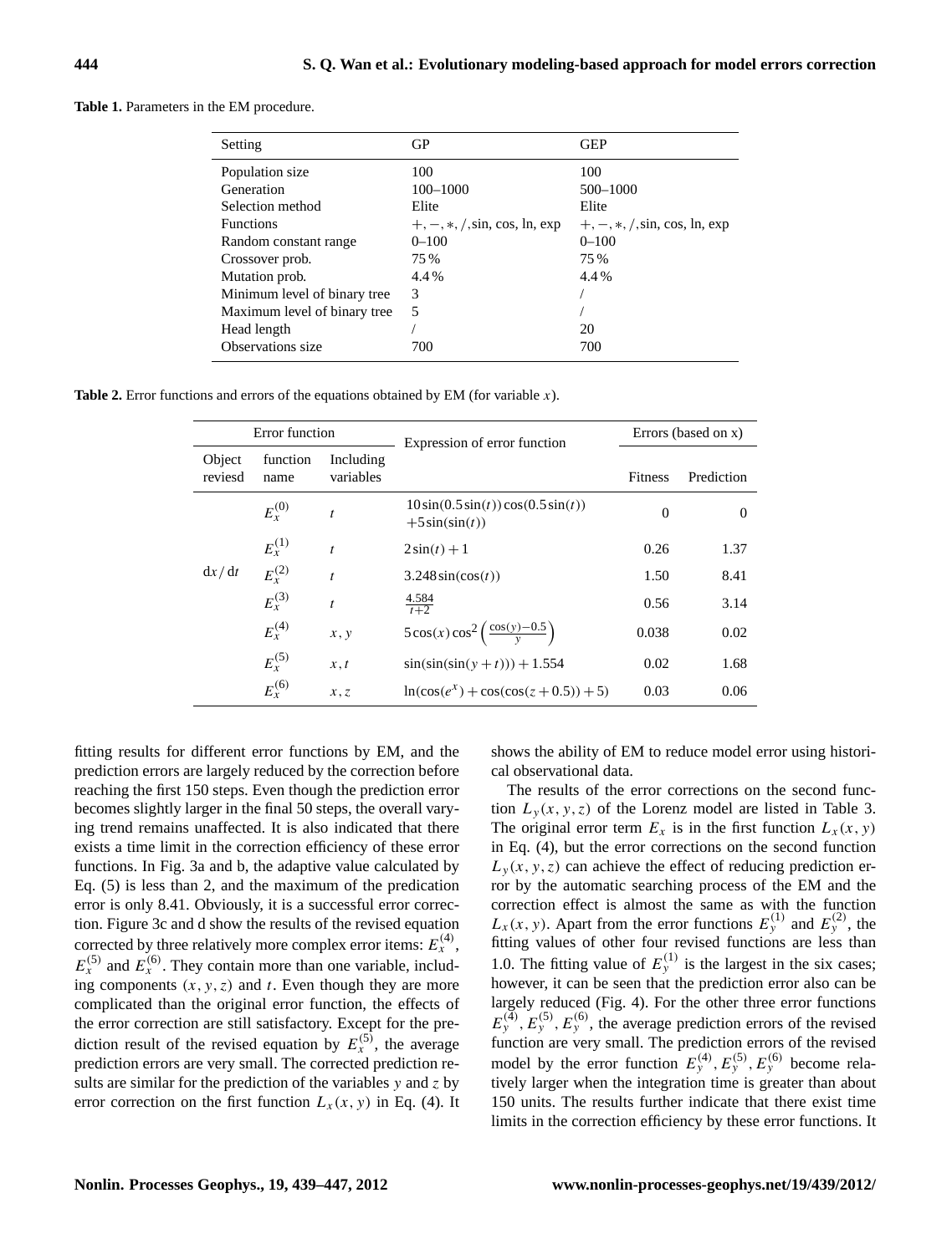**Table 1.** Parameters in the EM procedure.

| Setting | GP | GEP |
|---|---|---|
| Population size | 100 | 100 |
| Generation | 100–1000 | 500–1000 |
| Selection method | Elite | Elite |
| Functions | $+, -, *, /$, sin, cos, ln, exp | $+, -, *, /$, sin, cos, ln, exp |
| Random constant range | 0–100 | 0–100 |
| Crossover prob. | 75 % | 75 % |
| Mutation prob. | 4.4 % | 4.4 % |
| Minimum level of binary tree | 3 | / |
| Maximum level of binary tree | 5 | / |
| Head length | / | 20 |
| Observations size | 700 | 700 |

**Table 2.** Error functions and errors of the equations obtained by EM (for variable $x$).

| Error function | | | Expression of error function | Errors (based on x) | |
|---|---|---|---|---|---|
| Object reviesd | function name | Including variables | | Fitness | Prediction |
| $\mathrm{d}x/\mathrm{d}t$ | $E_x^{(0)}$ | $t$ | $10\sin(0.5\sin(t))\cos(0.5\sin(t)) + 5\sin(\sin(t))$ | 0 | 0 |
| | $E_x^{(1)}$ | $t$ | $2\sin(t)+1$ | 0.26 | 1.37 |
| | $E_x^{(2)}$ | $t$ | $3.248\sin(\cos(t))$ | 1.50 | 8.41 |
| | $E_x^{(3)}$ | $t$ | $\frac{4.584}{t+2}$ | 0.56 | 3.14 |
| | $E_x^{(4)}$ | $x, y$ | $5\cos(x)\cos^2\left(\frac{\cos(y)-0.5}{y}\right)$ | 0.038 | 0.02 |
| | $E_x^{(5)}$ | $x, t$ | $\sin(\sin(\sin(y+t))) + 1.554$ | 0.02 | 1.68 |
| | $E_x^{(6)}$ | $x, z$ | $\ln(\cos(e^x) + \cos(\cos(z+0.5)) + 5)$ | 0.03 | 0.06 |

fitting results for different error functions by EM, and the prediction errors are largely reduced by the correction before reaching the first 150 steps. Even though the prediction error becomes slightly larger in the final 50 steps, the overall varying trend remains unaffected. It is also indicated that there exists a time limit in the correction efficiency of these error functions. In Fig. 3a and b, the adaptive value calculated by Eq. (5) is less than 2, and the maximum of the predication error is only 8.41. Obviously, it is a successful error correction. Figure 3c and d show the results of the revised equation corrected by three relatively more complex error items: $E_x^{(4)}$, $E_x^{(5)}$ and $E_x^{(6)}$. They contain more than one variable, including components $(x, y, z)$ and $t$. Even though they are more complicated than the original error function, the effects of the error correction are still satisfactory. Except for the prediction result of the revised equation by $E_x^{(5)}$, the average prediction errors are very small. The corrected prediction results are similar for the prediction of the variables $y$ and $z$ by error correction on the first function $L_x(x, y)$ in Eq. (4). It shows the ability of EM to reduce model error using historical observational data.

The results of the error corrections on the second function $L_y(x, y, z)$ of the Lorenz model are listed in Table 3. The original error term $E_x$ is in the first function $L_x(x, y)$ in Eq. (4), but the error corrections on the second function $L_y(x, y, z)$ can achieve the effect of reducing prediction error by the automatic searching process of the EM and the correction effect is almost the same as with the function $L_x(x, y)$. Apart from the error functions $E_y^{(1)}$ and $E_y^{(2)}$, the fitting values of other four revised functions are less than 1.0. The fitting value of $E_y^{(1)}$ is the largest in the six cases; however, it can be seen that the prediction error also can be largely reduced (Fig. 4). For the other three error functions $E_y^{(4)}, E_y^{(5)}, E_y^{(6)}$, the average prediction errors of the revised function are very small. The prediction errors of the revised model by the error function $E_y^{(4)}, E_y^{(5)}, E_y^{(6)}$ become relatively larger when the integration time is greater than about 150 units. The results further indicate that there exist time limits in the correction efficiency by these error functions. It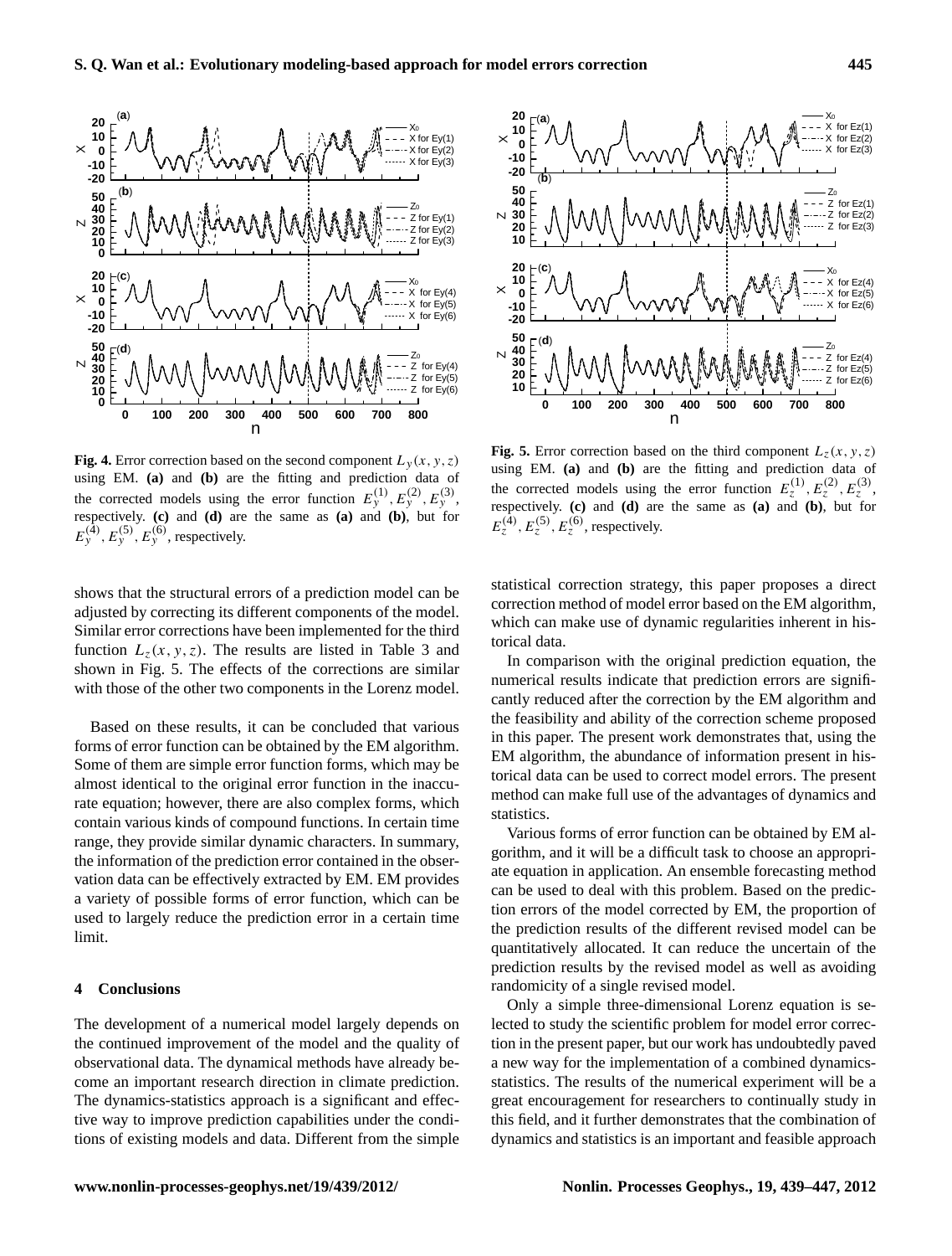**Fig. 4.** Error correction based on the second component $L_y(x,y,z)$ using EM. **(a)** and **(b)** are the fitting and prediction data of the corrected models using the error function $E_y^{(1)}, E_y^{(2)}, E_y^{(3)}$, respectively. **(c)** and **(d)** are the same as **(a)** and **(b)**, but for $E_y^{(4)}, E_y^{(5)}, E_y^{(6)}$, respectively.

**Fig. 5.** Error correction based on the third component $L_z(x,y,z)$ using EM. **(a)** and **(b)** are the fitting and prediction data of the corrected models using the error function $E_z^{(1)}, E_z^{(2)}, E_z^{(3)}$, respectively. **(c)** and **(d)** are the same as **(a)** and **(b)**, but for $E_z^{(4)}, E_z^{(5)}, E_z^{(6)}$, respectively.

shows that the structural errors of a prediction model can be adjusted by correcting its different components of the model. Similar error corrections have been implemented for the third function $L_z(x,y,z)$. The results are listed in Table 3 and shown in Fig. 5. The effects of the corrections are similar with those of the other two components in the Lorenz model.

Based on these results, it can be concluded that various forms of error function can be obtained by the EM algorithm. Some of them are simple error function forms, which may be almost identical to the original error function in the inaccurate equation; however, there are also complex forms, which contain various kinds of compound functions. In certain time range, they provide similar dynamic characters. In summary, the information of the prediction error contained in the observation data can be effectively extracted by EM. EM provides a variety of possible forms of error function, which can be used to largely reduce the prediction error in a certain time limit.

## 4 Conclusions

The development of a numerical model largely depends on the continued improvement of the model and the quality of observational data. The dynamical methods have already become an important research direction in climate prediction. The dynamics-statistics approach is a significant and effective way to improve prediction capabilities under the conditions of existing models and data. Different from the simple statistical correction strategy, this paper proposes a direct correction method of model error based on the EM algorithm, which can make use of dynamic regularities inherent in historical data.

In comparison with the original prediction equation, the numerical results indicate that prediction errors are significantly reduced after the correction by the EM algorithm and the feasibility and ability of the correction scheme proposed in this paper. The present work demonstrates that, using the EM algorithm, the abundance of information present in historical data can be used to correct model errors. The present method can make full use of the advantages of dynamics and statistics.

Various forms of error function can be obtained by EM algorithm, and it will be a difficult task to choose an appropriate equation in application. An ensemble forecasting method can be used to deal with this problem. Based on the prediction errors of the model corrected by EM, the proportion of the prediction results of the different revised model can be quantitatively allocated. It can reduce the uncertain of the prediction results by the revised model as well as avoiding randomicity of a single revised model.

Only a simple three-dimensional Lorenz equation is selected to study the scientific problem for model error correction in the present paper, but our work has undoubtedly paved a new way for the implementation of a combined dynamics-statistics. The results of the numerical experiment will be a great encouragement for researchers to continually study in this field, and it further demonstrates that the combination of dynamics and statistics is an important and feasible approach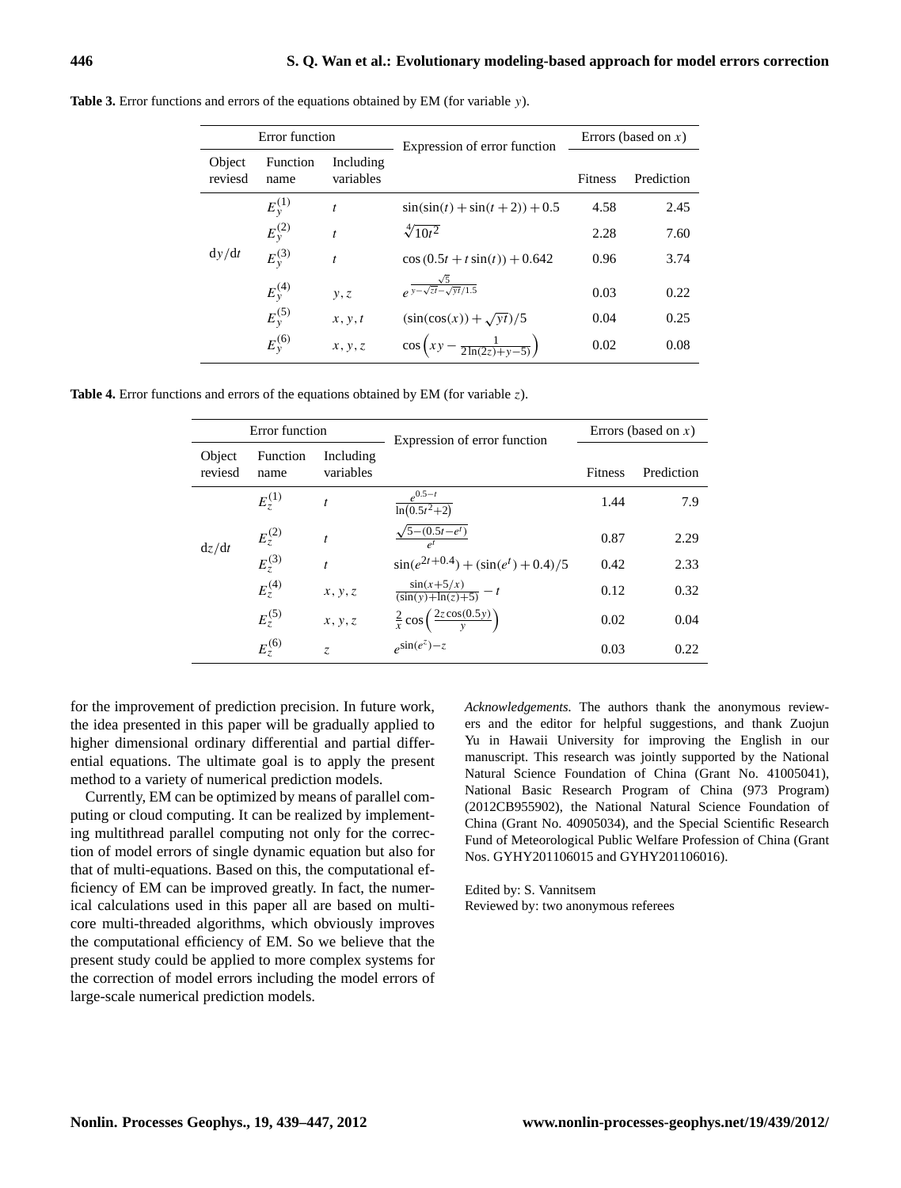**Table 3.** Error functions and errors of the equations obtained by EM (for variable $y$).

| Error function | | | Expression of error function | Errors (based on $x$) | |
|---|---|---|---|---|---|
| Object reviesd | Function name | Including variables | | Fitness | Prediction |
| $dy/dt$ | $E_y^{(1)}$ | $t$ | $\sin(\sin(t)+\sin(t+2))+0.5$ | 4.58 | 2.45 |
| | $E_y^{(2)}$ | $t$ | $\sqrt[4]{10t^2}$ | 2.28 | 7.60 |
| | $E_y^{(3)}$ | $t$ | $\cos(0.5t+t\sin(t))+0.642$ | 0.96 | 3.74 |
| | $E_y^{(4)}$ | $y, z$ | $e^{\frac{\sqrt{5}}{y-\sqrt{zt}-\sqrt{yt}/1.5}}$ | 0.03 | 0.22 |
| | $E_y^{(5)}$ | $x, y, t$ | $(\sin(\cos(x))+\sqrt{yt})/5$ | 0.04 | 0.25 |
| | $E_y^{(6)}$ | $x, y, z$ | $\cos\left(xy-\frac{1}{2\ln(2z)+y-5)}\right)$ | 0.02 | 0.08 |

**Table 4.** Error functions and errors of the equations obtained by EM (for variable $z$).

| Error function | | | Expression of error function | Errors (based on $x$) | |
|---|---|---|---|---|---|
| Object reviesd | Function name | Including variables | | Fitness | Prediction |
| $dz/dt$ | $E_z^{(1)}$ | $t$ | $\frac{e^{0.5-t}}{\ln(0.5t^2+2)}$ | 1.44 | 7.9 |
| | $E_z^{(2)}$ | $t$ | $\frac{\sqrt{5-(0.5t-e^t)}}{e^t}$ | 0.87 | 2.29 |
| | $E_z^{(3)}$ | $t$ | $\sin(e^{2t+0.4})+(\sin(e^t)+0.4)/5$ | 0.42 | 2.33 |
| | $E_z^{(4)}$ | $x, y, z$ | $\frac{\sin(x+5/x)}{(\sin(y)+\ln(z)+5)}-t$ | 0.12 | 0.32 |
| | $E_z^{(5)}$ | $x, y, z$ | $\frac{2}{x}\cos\left(\frac{2z\cos(0.5y)}{y}\right)$ | 0.02 | 0.04 |
| | $E_z^{(6)}$ | $z$ | $e^{\sin(e^z)-z}$ | 0.03 | 0.22 |

for the improvement of prediction precision. In future work, the idea presented in this paper will be gradually applied to higher dimensional ordinary differential and partial differential equations. The ultimate goal is to apply the present method to a variety of numerical prediction models.

Currently, EM can be optimized by means of parallel computing or cloud computing. It can be realized by implementing multithread parallel computing not only for the correction of model errors of single dynamic equation but also for that of multi-equations. Based on this, the computational efficiency of EM can be improved greatly. In fact, the numerical calculations used in this paper all are based on multi-core multi-threaded algorithms, which obviously improves the computational efficiency of EM. So we believe that the present study could be applied to more complex systems for the correction of model errors including the model errors of large-scale numerical prediction models.

*Acknowledgements.* The authors thank the anonymous reviewers and the editor for helpful suggestions, and thank Zuojun Yu in Hawaii University for improving the English in our manuscript. This research was jointly supported by the National Natural Science Foundation of China (Grant No. 41005041), National Basic Research Program of China (973 Program) (2012CB955902), the National Natural Science Foundation of China (Grant No. 40905034), and the Special Scientific Research Fund of Meteorological Public Welfare Profession of China (Grant Nos. GYHY201106015 and GYHY201106016).

Edited by: S. Vannitsem
Reviewed by: two anonymous referees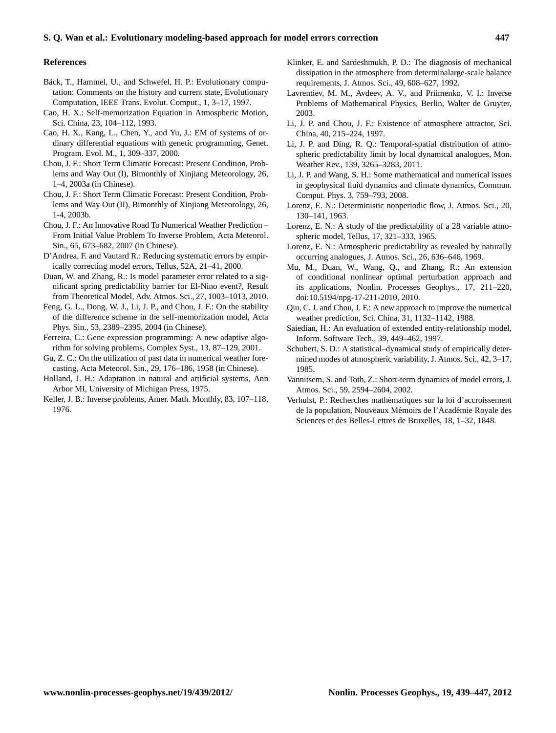## References

Bäck, T., Hammel, U., and Schwefel, H. P.: Evolutionary computation: Comments on the history and current state, Evolutionary Computation, IEEE Trans. Evolut. Comput., 1, 3–17, 1997.

Cao, H. X.: Self-memorization Equation in Atmospheric Motion, Sci. China, 23, 104–112, 1993.

Cao, H. X., Kang, L., Chen, Y., and Yu, J.: EM of systems of ordinary differential equations with genetic programming, Genet. Program. Evol. M., 1, 309–337, 2000.

Chou, J. F.: Short Term Climatic Forecast: Present Condition, Problems and Way Out (I), Bimonthly of Xinjiang Meteorology, 26, 1–4, 2003a (in Chinese).

Chou, J. F.: Short Term Climatic Forecast: Present Condition, Problems and Way Out (II), Bimonthly of Xinjiang Meteorology, 26, 1-4, 2003b.

Chou, J. F.: An Innovative Road To Numerical Weather Prediction – From Initial Value Problem To Inverse Problem, Acta Meteorol. Sin., 65, 673–682, 2007 (in Chinese).

D'Andrea, F. and Vautard R.: Reducing systematic errors by empirically correcting model errors, Tellus, 52A, 21–41, 2000.

Duan, W. and Zhang, R.: Is model parameter error related to a significant spring predictability barrier for El-Nino event?, Result from Theoretical Model, Adv. Atmos. Sci., 27, 1003–1013, 2010.

Feng, G. L., Dong, W. J., Li, J. P., and Chou, J. F.: On the stability of the difference scheme in the self-memorization model, Acta Phys. Sin., 53, 2389–2395, 2004 (in Chinese).

Ferreira, C.: Gene expression programming: A new adaptive algorithm for solving problems, Complex Syst., 13, 87–129, 2001.

Gu, Z. C.: On the utilization of past data in numerical weather forecasting, Acta Meteorol. Sin., 29, 176–186, 1958 (in Chinese).

Holland, J. H.: Adaptation in natural and artificial systems, Ann Arbor MI, University of Michigan Press, 1975.

Keller, J. B.: Inverse problems, Amer. Math. Monthly, 83, 107–118, 1976.

Klinker, E. and Sardeshmukh, P. D.: The diagnosis of mechanical dissipation in the atmosphere from determinalarge-scale balance requirements, J. Atmos. Sci., 49, 608–627, 1992.

Lavrentiev, M. M., Avdeev, A. V., and Priimenko, V. I.: Inverse Problems of Mathematical Physics, Berlin, Walter de Gruyter, 2003.

Li, J. P. and Chou, J. F.: Existence of atmosphere attractor, Sci. China, 40, 215–224, 1997.

Li, J. P. and Ding, R. Q.: Temporal-spatial distribution of atmospheric predictability limit by local dynamical analogues, Mon. Weather Rev., 139, 3265–3283, 2011.

Li, J. P. and Wang, S. H.: Some mathematical and numerical issues in geophysical fluid dynamics and climate dynamics, Commun. Comput. Phys. 3, 759–793, 2008.

Lorenz, E. N.: Deterministic nonperiodic flow, J. Atmos. Sci., 20, 130–141, 1963.

Lorenz, E. N.: A study of the predictability of a 28 variable atmospheric model, Tellus, 17, 321–333, 1965.

Lorenz, E. N.: Atmospheric predictability as revealed by naturally occurring analogues, J. Atmos. Sci., 26, 636–646, 1969.

Mu, M., Duan, W., Wang, Q., and Zhang, R.: An extension of conditional nonlinear optimal perturbation approach and its applications, Nonlin. Processes Geophys., 17, 211–220, doi:10.5194/npg-17-211-2010, 2010.

Qiu, C. J. and Chou, J. F.: A new approach to improve the numerical weather prediction, Sci. China, 31, 1132–1142, 1988.

Saiedian, H.: An evaluation of extended entity-relationship model, Inform. Software Tech., 39, 449–462, 1997.

Schubert, S. D.: A statistical–dynamical study of empirically determined modes of atmospheric variability, J. Atmos. Sci., 42, 3–17, 1985.

Vannitsem, S. and Toth, Z.: Short-term dynamics of model errors, J. Atmos. Sci., 59, 2594–2604, 2002.

Verhulst, P.: Recherches mathématiques sur la loi d'accroissement de la population, Nouveaux Mémoirs de l'Académie Royale des Sciences et des Belles-Lettres de Bruxelles, 18, 1–32, 1848.